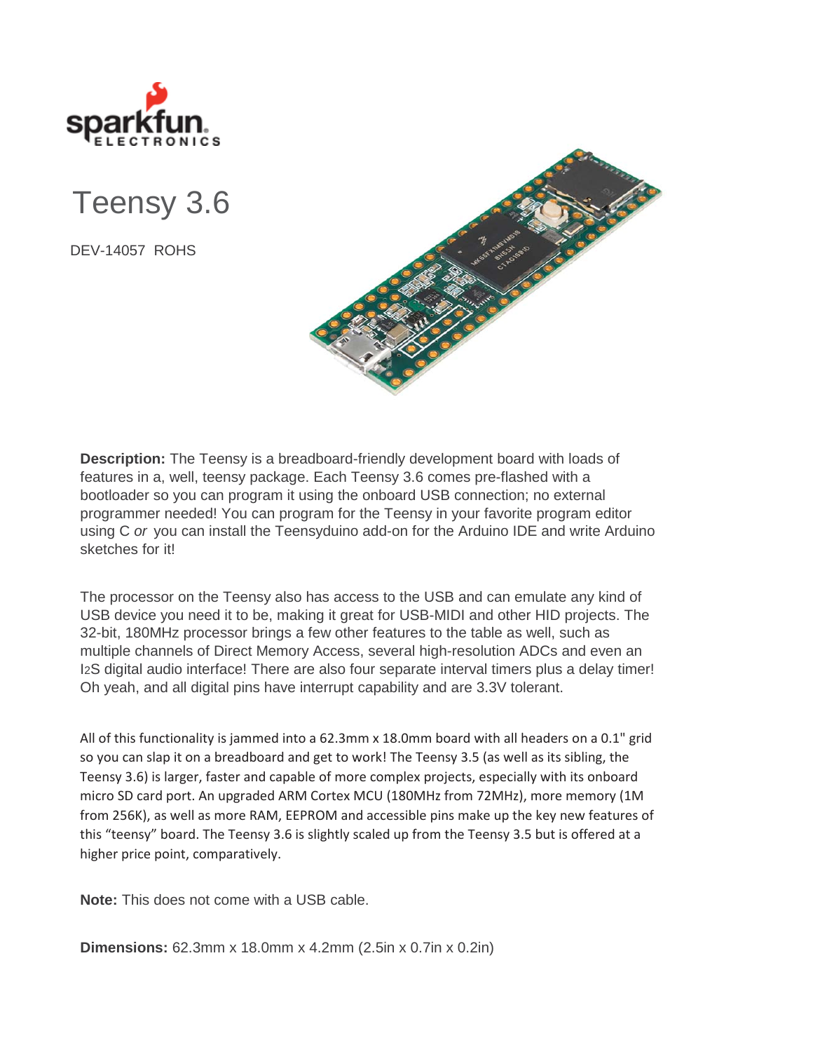sparkfun ELECTRONICS

# Teensy 3.6

DEV-14057 ROHS

**Description:** The Teensy is a breadboard-friendly development board with loads of features in a, well, teensy package. Each Teensy 3.6 comes pre-flashed with a bootloader so you can program it using the onboard USB connection; no external programmer needed! You can program for the Teensy in your favorite program editor using C *or* you can install the Teensyduino add-on for the Arduino IDE and write Arduino sketches for it!

The processor on the Teensy also has access to the USB and can emulate any kind of USB device you need it to be, making it great for USB-MIDI and other HID projects. The 32-bit, 180MHz processor brings a few other features to the table as well, such as multiple channels of Direct Memory Access, several high-resolution ADCs and even an I2S digital audio interface! There are also four separate interval timers plus a delay timer! Oh yeah, and all digital pins have interrupt capability and are 3.3V tolerant.

All of this functionality is jammed into a 62.3mm x 18.0mm board with all headers on a 0.1" grid so you can slap it on a breadboard and get to work! The Teensy 3.5 (as well as its sibling, the Teensy 3.6) is larger, faster and capable of more complex projects, especially with its onboard micro SD card port. An upgraded ARM Cortex MCU (180MHz from 72MHz), more memory (1M from 256K), as well as more RAM, EEPROM and accessible pins make up the key new features of this "teensy" board. The Teensy 3.6 is slightly scaled up from the Teensy 3.5 but is offered at a higher price point, comparatively.

**Note:** This does not come with a USB cable.

**Dimensions:** 62.3mm x 18.0mm x 4.2mm (2.5in x 0.7in x 0.2in)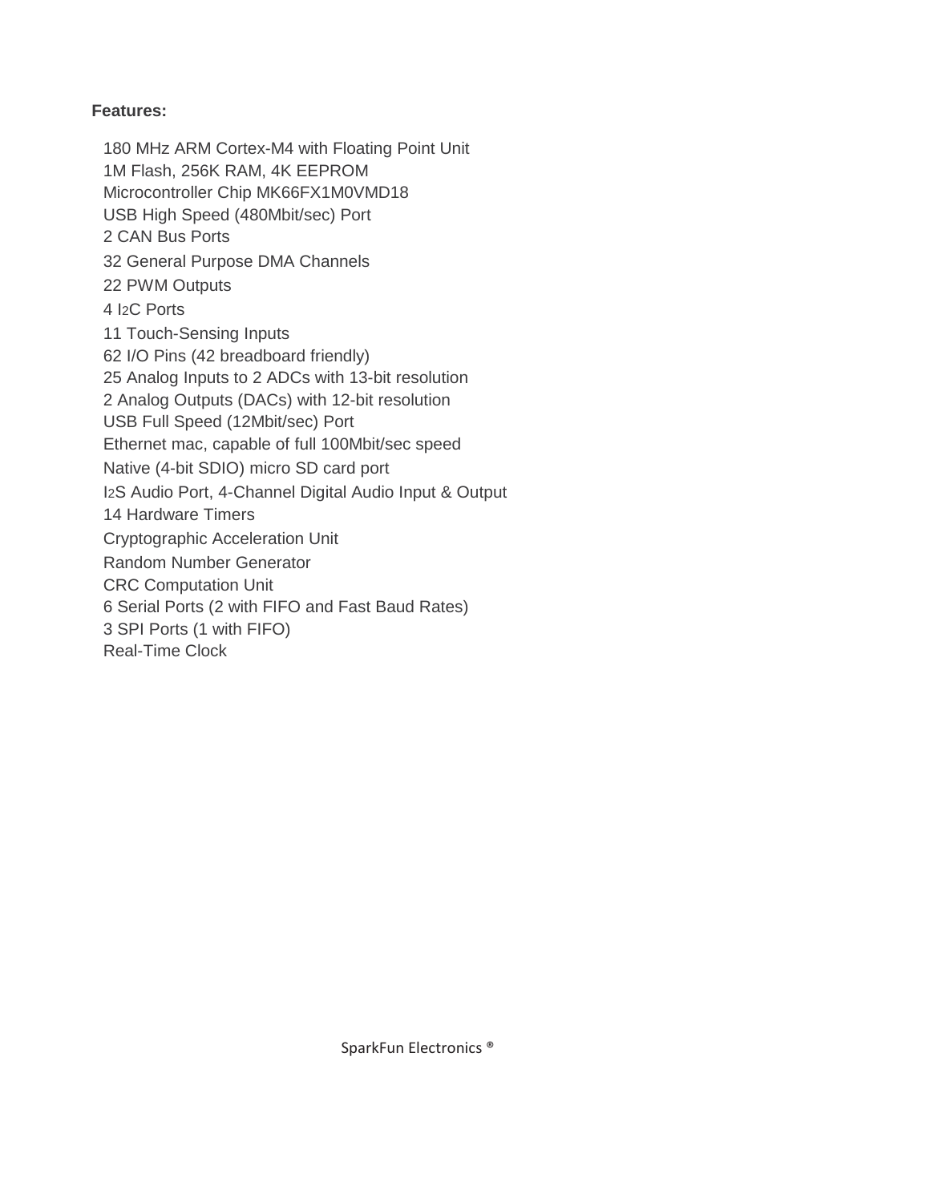**Features:**

- 180 MHz ARM Cortex-M4 with Floating Point Unit
- 1M Flash, 256K RAM, 4K EEPROM
- Microcontroller Chip MK66FX1M0VMD18
- USB High Speed (480Mbit/sec) Port
- 2 CAN Bus Ports
- 32 General Purpose DMA Channels
- 22 PWM Outputs
- 4 I2C Ports
- 11 Touch-Sensing Inputs
- 62 I/O Pins (42 breadboard friendly)
- 25 Analog Inputs to 2 ADCs with 13-bit resolution
- 2 Analog Outputs (DACs) with 12-bit resolution
- USB Full Speed (12Mbit/sec) Port
- Ethernet mac, capable of full 100Mbit/sec speed
- Native (4-bit SDIO) micro SD card port
- I2S Audio Port, 4-Channel Digital Audio Input & Output
- 14 Hardware Timers
- Cryptographic Acceleration Unit
- Random Number Generator
- CRC Computation Unit
- 6 Serial Ports (2 with FIFO and Fast Baud Rates)
- 3 SPI Ports (1 with FIFO)
- Real-Time Clock